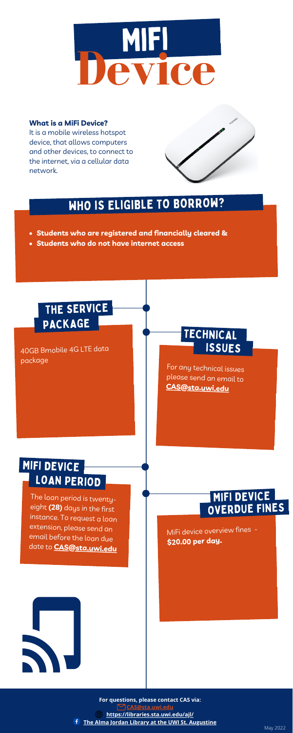# MIFI Device

**What is a MiFi Device?**
It is a mobile wireless hotspot device, that allows computers and other devices, to connect to the internet, via a cellular data network.

## WHO IS ELIGIBLE TO BORROW?

- **Students who are registered and financially cleared &**
- **Students who do not have internet access**

## THE SERVICE PACKAGE

40GB Bmobile 4G LTE data package

## TECHNICAL ISSUES

For any technical issues please send an email to **CAS@sta.uwi.edu**

## MIFI DEVICE LOAN PERIOD

The loan period is twenty-eight **(28)** days in the first instance. To request a loan extension, please send an email before the loan due date to **CAS@sta.uwi.edu**

## MIFI DEVICE OVERDUE FINES

MiFi device overview fines - **$20.00 per day.**

**For questions, please contact CAS via:**
**CAS@sta.uwi.edu**
**https://libraries.sta.uwi.edu/ajl/**
**The Alma Jordan Library at the UWI St. Augustine**

May 2022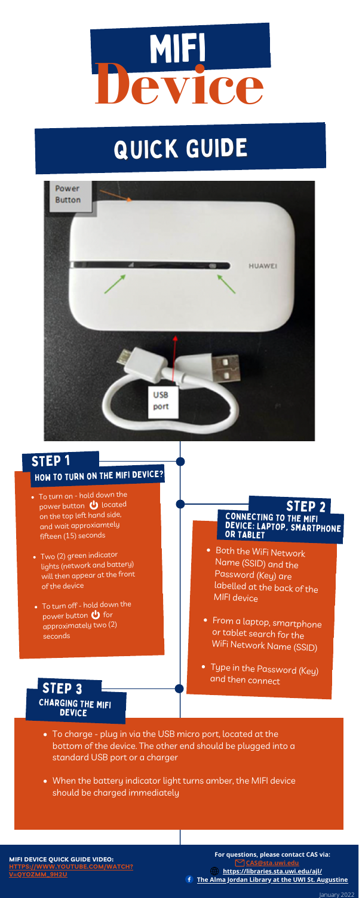# MIFI Device

# QUICK GUIDE

Power Button

HUAWEI

USB port

## STEP 1

### HOW TO TURN ON THE MIFI DEVICE?

- To turn on - hold down the power button located on the top left hand side, and wait approxiamtely fifteen (15) seconds
- Two (2) green indicator lights (network and battery) will then appear at the front of the device
- To turn off - hold down the power button for approximately two (2) seconds

## STEP 2

### CONNECTING TO THE MIFI DEVICE: LAPTOP, SMARTPHONE OR TABLET

- Both the WiFi Network Name (SSID) and the Password (Key) are labelled at the back of the MIFI device
- From a laptop, smartphone or tablet search for the WiFi Network Name (SSID)
- Type in the Password (Key) and then connect

## STEP 3

### CHARGING THE MIFI DEVICE

- To charge - plug in via the USB micro port, located at the bottom of the device. The other end should be plugged into a standard USB port or a charger
- When the battery indicator light turns amber, the MIFI device should be charged immediately

**MIFI DEVICE QUICK GUIDE VIDEO:**
**HTTPS://WWW.YOUTUBE.COM/WATCH?V=QYOZMM_9H2U**

**For questions, please contact CAS via:**
**CAS@sta.uwi.edu**
**https://libraries.sta.uwi.edu/ajl/**
**The Alma Jordan Library at the UWI St. Augustine**

January 2022